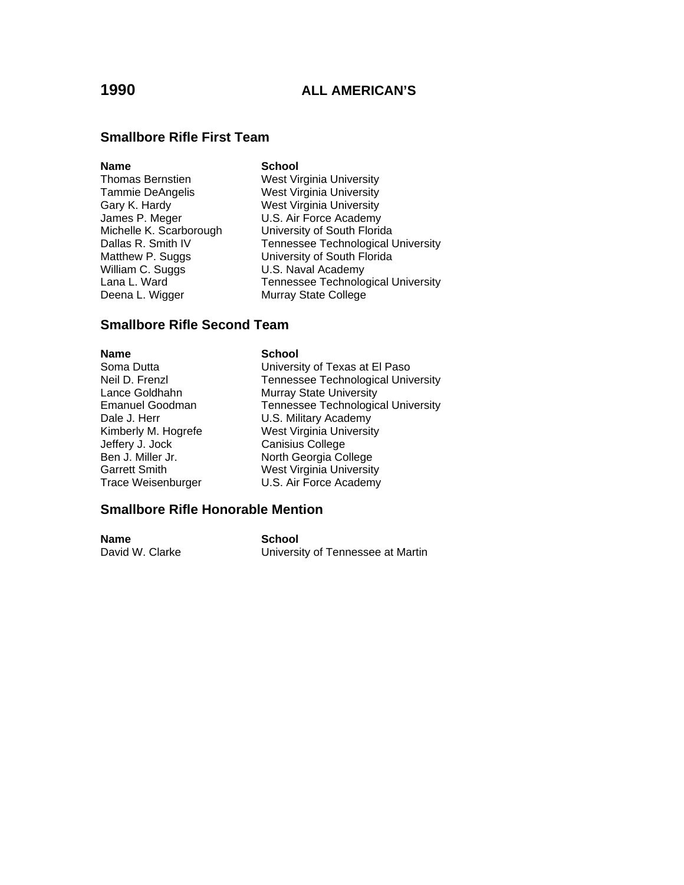# 1990 ALL AMERICAN'S

## Smallbore Rifle First Team

| Name | School |
|---|---|
| Thomas Bernstien | West Virginia University |
| Tammie DeAngelis | West Virginia University |
| Gary K. Hardy | West Virginia University |
| James P. Meger | U.S. Air Force Academy |
| Michelle K. Scarborough | University of South Florida |
| Dallas R. Smith IV | Tennessee Technological University |
| Matthew P. Suggs | University of South Florida |
| William C. Suggs | U.S. Naval Academy |
| Lana L. Ward | Tennessee Technological University |
| Deena L. Wigger | Murray State College |

## Smallbore Rifle Second Team

| Name | School |
|---|---|
| Soma Dutta | University of Texas at El Paso |
| Neil D. Frenzl | Tennessee Technological University |
| Lance Goldhahn | Murray State University |
| Emanuel Goodman | Tennessee Technological University |
| Dale J. Herr | U.S. Military Academy |
| Kimberly M. Hogrefe | West Virginia University |
| Jeffery J. Jock | Canisius College |
| Ben J. Miller Jr. | North Georgia College |
| Garrett Smith | West Virginia University |
| Trace Weisenburger | U.S. Air Force Academy |

## Smallbore Rifle Honorable Mention

| Name | School |
|---|---|
| David W. Clarke | University of Tennessee at Martin |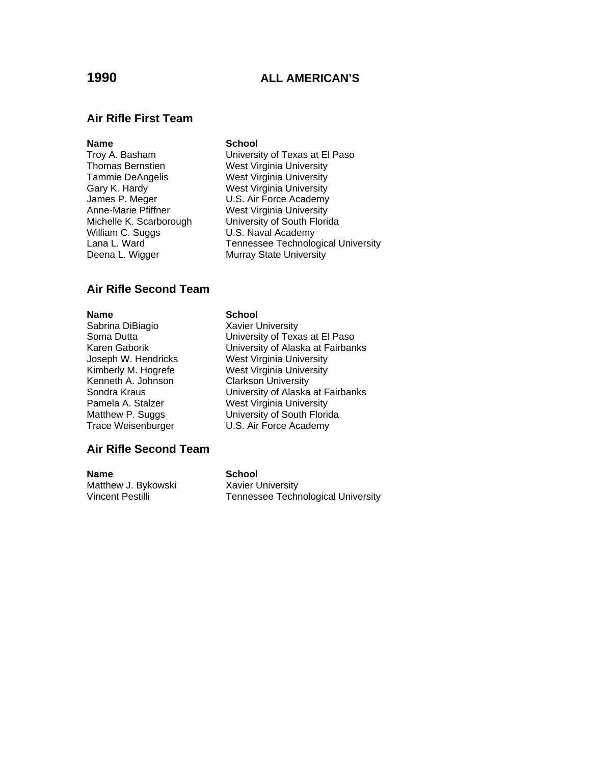# 1990 ALL AMERICAN'S

## Air Rifle First Team

| Name | School |
|---|---|
| Troy A. Basham | University of Texas at El Paso |
| Thomas Bernstien | West Virginia University |
| Tammie DeAngelis | West Virginia University |
| Gary K. Hardy | West Virginia University |
| James P. Meger | U.S. Air Force Academy |
| Anne-Marie Pfiffner | West Virginia University |
| Michelle K. Scarborough | University of South Florida |
| William C. Suggs | U.S. Naval Academy |
| Lana L. Ward | Tennessee Technological University |
| Deena L. Wigger | Murray State University |

## Air Rifle Second Team

| Name | School |
|---|---|
| Sabrina DiBiagio | Xavier University |
| Soma Dutta | University of Texas at El Paso |
| Karen Gaborik | University of Alaska at Fairbanks |
| Joseph W. Hendricks | West Virginia University |
| Kimberly M. Hogrefe | West Virginia University |
| Kenneth A. Johnson | Clarkson University |
| Sondra Kraus | University of Alaska at Fairbanks |
| Pamela A. Stalzer | West Virginia University |
| Matthew P. Suggs | University of South Florida |
| Trace Weisenburger | U.S. Air Force Academy |

## Air Rifle Second Team

| Name | School |
|---|---|
| Matthew J. Bykowski | Xavier University |
| Vincent Pestilli | Tennessee Technological University |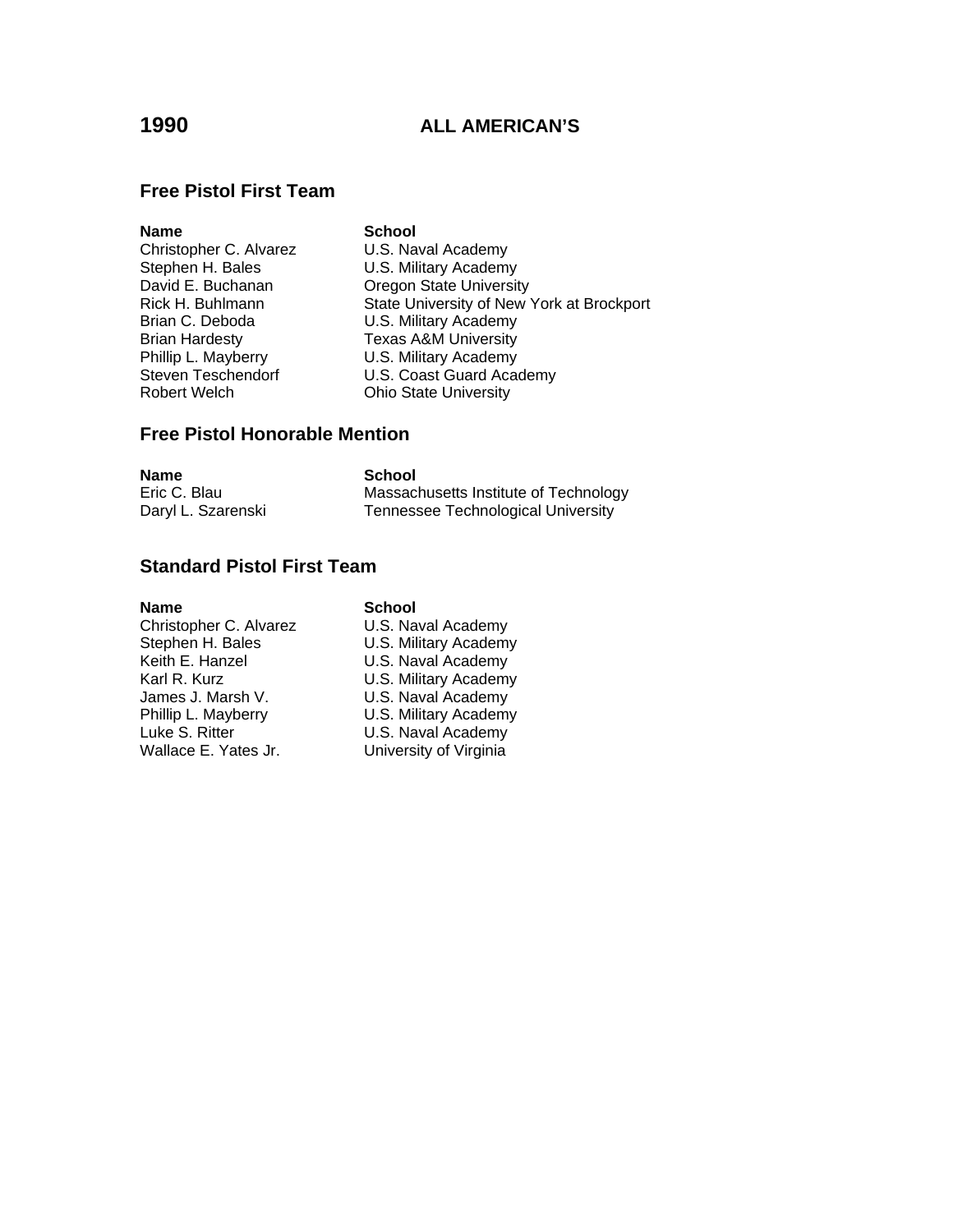# 1990 ALL AMERICAN'S

## Free Pistol First Team

| Name | School |
|---|---|
| Christopher C. Alvarez | U.S. Naval Academy |
| Stephen H. Bales | U.S. Military Academy |
| David E. Buchanan | Oregon State University |
| Rick H. Buhlmann | State University of New York at Brockport |
| Brian C. Deboda | U.S. Military Academy |
| Brian Hardesty | Texas A&M University |
| Phillip L. Mayberry | U.S. Military Academy |
| Steven Teschendorf | U.S. Coast Guard Academy |
| Robert Welch | Ohio State University |

## Free Pistol Honorable Mention

| Name | School |
|---|---|
| Eric C. Blau | Massachusetts Institute of Technology |
| Daryl L. Szarenski | Tennessee Technological University |

## Standard Pistol First Team

| Name | School |
|---|---|
| Christopher C. Alvarez | U.S. Naval Academy |
| Stephen H. Bales | U.S. Military Academy |
| Keith E. Hanzel | U.S. Naval Academy |
| Karl R. Kurz | U.S. Military Academy |
| James J. Marsh V. | U.S. Naval Academy |
| Phillip L. Mayberry | U.S. Military Academy |
| Luke S. Ritter | U.S. Naval Academy |
| Wallace E. Yates Jr. | University of Virginia |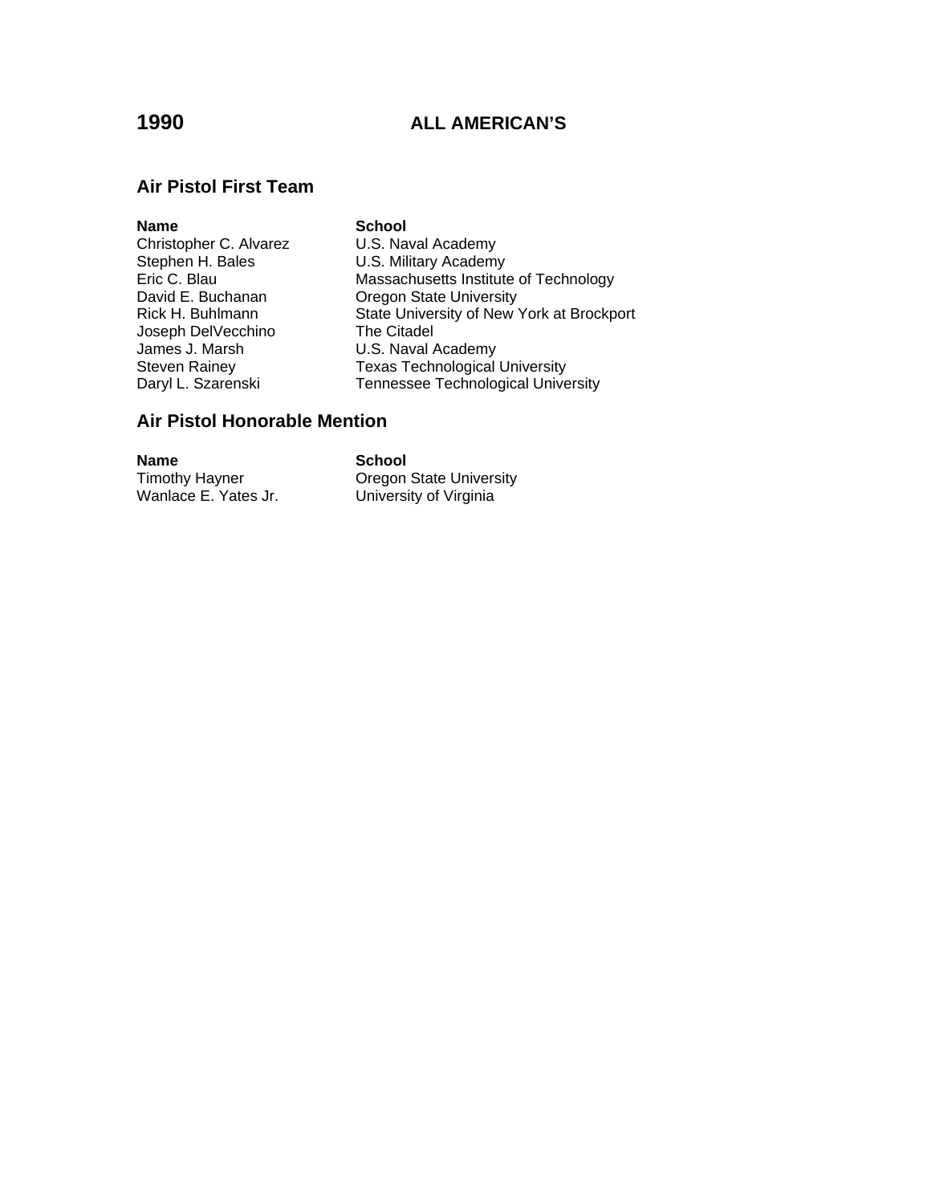# 1990 ALL AMERICAN'S

## Air Pistol First Team

| Name | School |
| --- | --- |
| Christopher C. Alvarez | U.S. Naval Academy |
| Stephen H. Bales | U.S. Military Academy |
| Eric C. Blau | Massachusetts Institute of Technology |
| David E. Buchanan | Oregon State University |
| Rick H. Buhlmann | State University of New York at Brockport |
| Joseph DelVecchino | The Citadel |
| James J. Marsh | U.S. Naval Academy |
| Steven Rainey | Texas Technological University |
| Daryl L. Szarenski | Tennessee Technological University |

## Air Pistol Honorable Mention

| Name | School |
| --- | --- |
| Timothy Hayner | Oregon State University |
| Wanlace E. Yates Jr. | University of Virginia |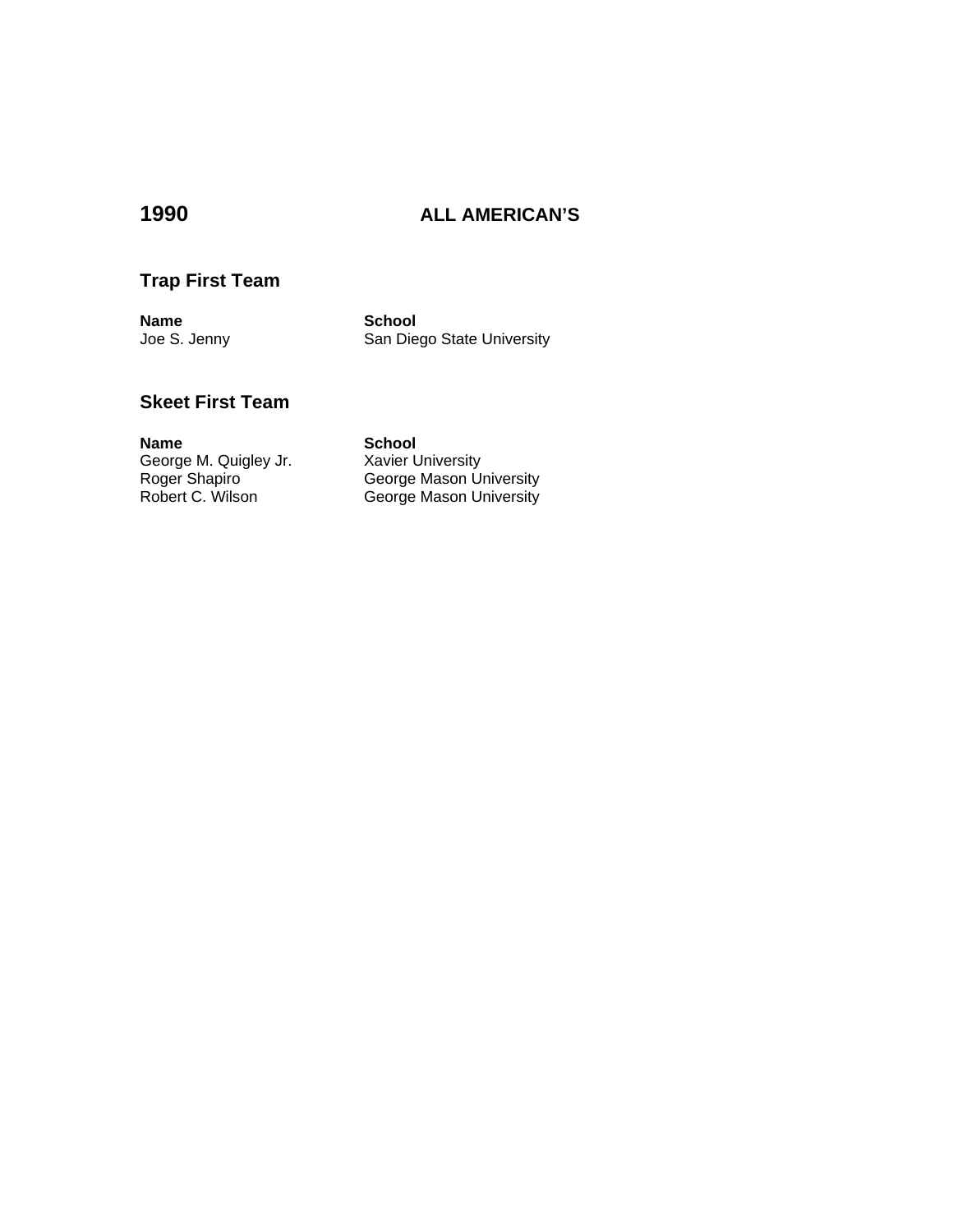# 1990 ALL AMERICAN'S

## Trap First Team

| Name | School |
|---|---|
| Joe S. Jenny | San Diego State University |

## Skeet First Team

| Name | School |
|---|---|
| George M. Quigley Jr. | Xavier University |
| Roger Shapiro | George Mason University |
| Robert C. Wilson | George Mason University |